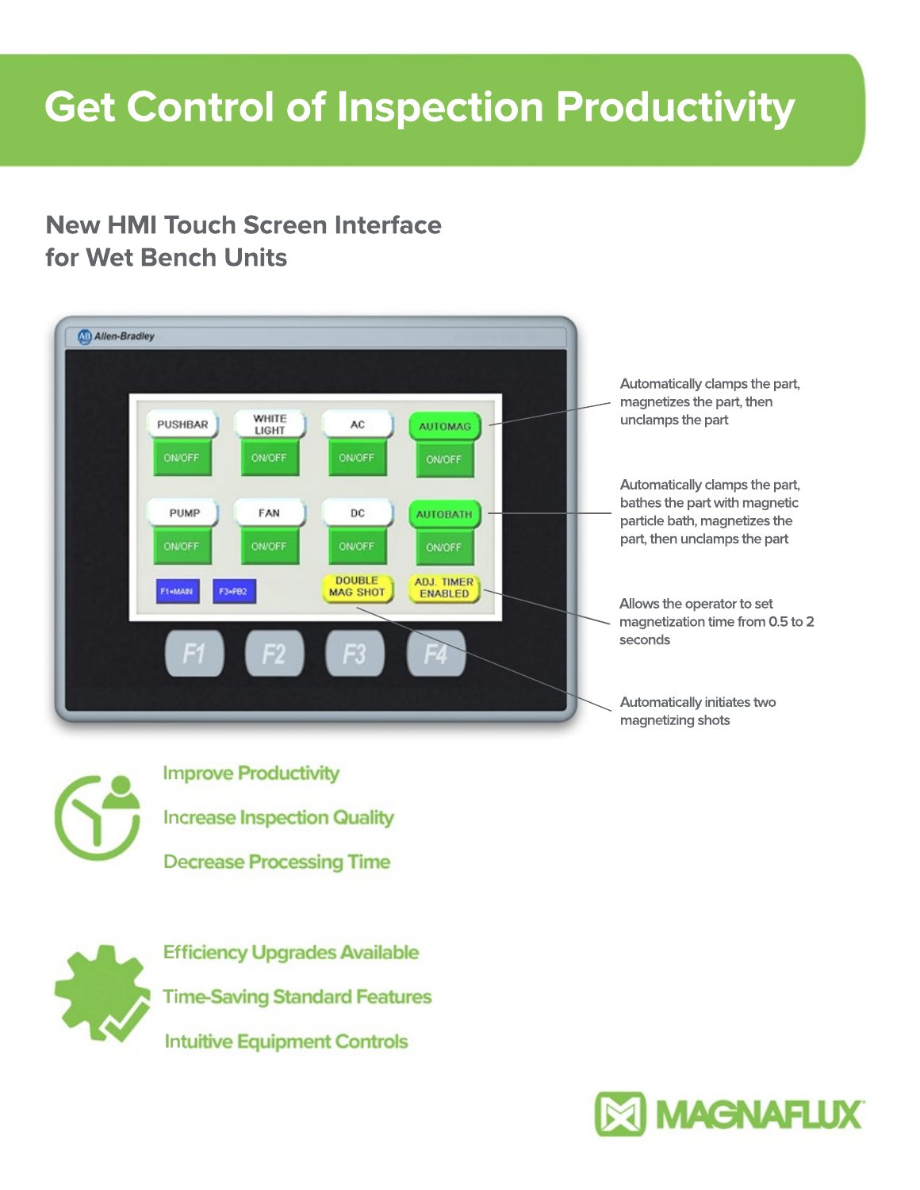# Get Control of Inspection Productivity

## New HMI Touch Screen Interface for Wet Bench Units

Automatically clamps the part, magnetizes the part, then unclamps the part

Automatically clamps the part, bathes the part with magnetic particle bath, magnetizes the part, then unclamps the part

Allows the operator to set magnetization time from 0.5 to 2 seconds

Automatically initiates two magnetizing shots

Improve Productivity

Increase Inspection Quality

Decrease Processing Time

Efficiency Upgrades Available

Time-Saving Standard Features

Intuitive Equipment Controls

MAGNAFLUX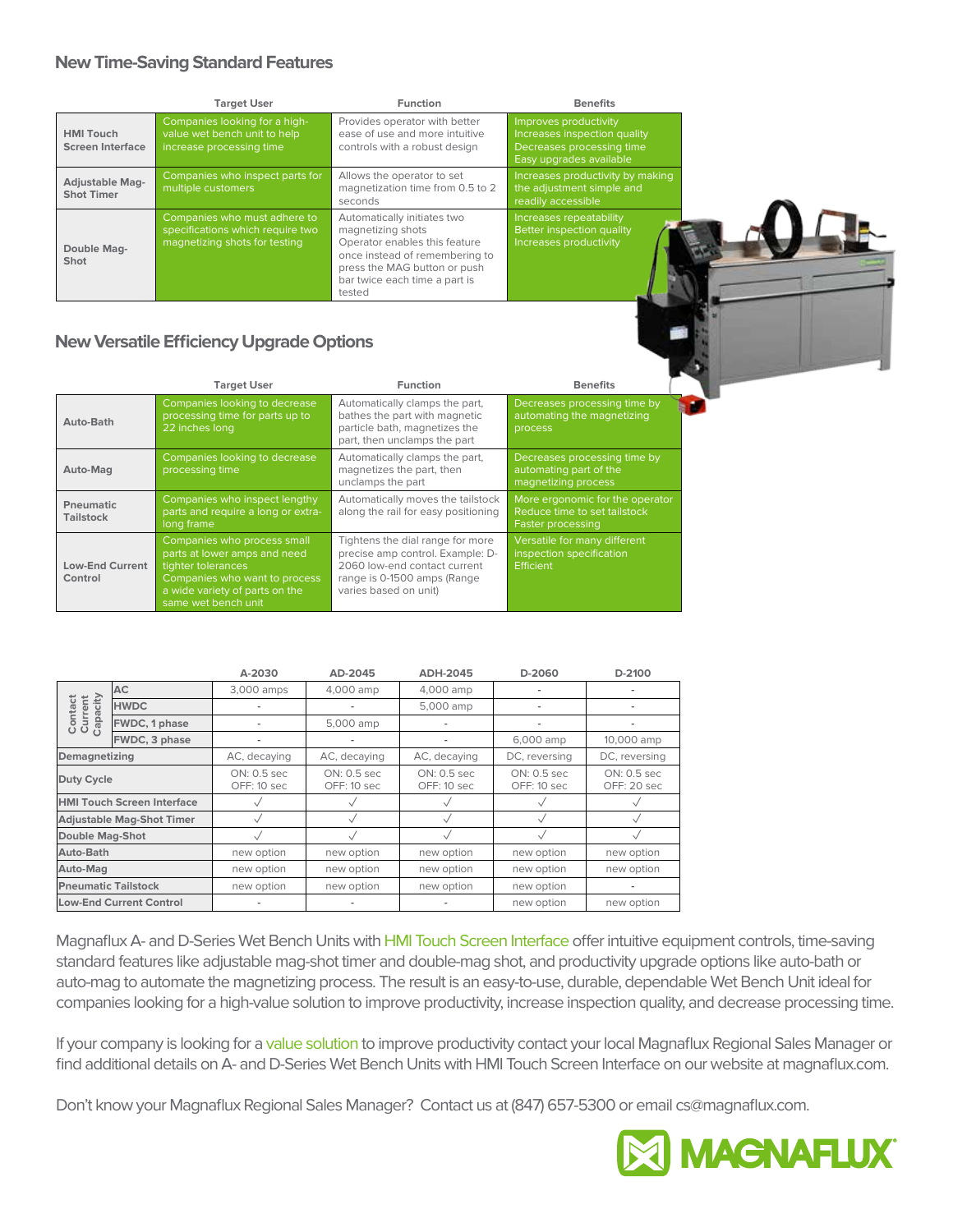## New Time-Saving Standard Features

| | Target User | Function | Benefits |
|---|---|---|---|
| **HMI Touch Screen Interface** | Companies looking for a high-value wet bench unit to help increase processing time | Provides operator with better ease of use and more intuitive controls with a robust design | Improves productivity<br>Increases inspection quality<br>Decreases processing time<br>Easy upgrades available |
| **Adjustable Mag-Shot Timer** | Companies who inspect parts for multiple customers | Allows the operator to set magnetization time from 0.5 to 2 seconds | Increases productivity by making the adjustment simple and readily accessible |
| **Double Mag-Shot** | Companies who must adhere to specifications which require two magnetizing shots for testing | Automatically initiates two magnetizing shots<br>Operator enables this feature once instead of remembering to press the MAG button or push bar twice each time a part is tested | Increases repeatability<br>Better inspection quality<br>Increases productivity |

## New Versatile Efficiency Upgrade Options

| | Target User | Function | Benefits |
|---|---|---|---|
| **Auto-Bath** | Companies looking to decrease processing time for parts up to 22 inches long | Automatically clamps the part, bathes the part with magnetic particle bath, magnetizes the part, then unclamps the part | Decreases processing time by automating the magnetizing process |
| **Auto-Mag** | Companies looking to decrease processing time | Automatically clamps the part, magnetizes the part, then unclamps the part | Decreases processing time by automating part of the magnetizing process |
| **Pneumatic Tailstock** | Companies who inspect lengthy parts and require a long or extra-long frame | Automatically moves the tailstock along the rail for easy positioning | More ergonomic for the operator<br>Reduce time to set tailstock<br>Faster processing |
| **Low-End Current Control** | Companies who process small parts at lower amps and need tighter tolerances<br>Companies who want to process a wide variety of parts on the same wet bench unit | Tightens the dial range for more precise amp control. Example: D-2060 low-end contact current range is 0-1500 amps (Range varies based on unit) | Versatile for many different inspection specification<br>Efficient |

| | | A-2030 | AD-2045 | ADH-2045 | D-2060 | D-2100 |
|---|---|---|---|---|---|---|
| Contact Current Capacity | **AC** | 3,000 amps | 4,000 amp | 4,000 amp | - | - |
| | **HWDC** | - | - | 5,000 amp | - | - |
| | **FWDC, 1 phase** | - | 5,000 amp | - | - | - |
| | **FWDC, 3 phase** | - | - | - | 6,000 amp | 10,000 amp |
| **Demagnetizing** | | AC, decaying | AC, decaying | AC, decaying | DC, reversing | DC, reversing |
| **Duty Cycle** | | ON: 0.5 sec<br>OFF: 10 sec | ON: 0.5 sec<br>OFF: 10 sec | ON: 0.5 sec<br>OFF: 10 sec | ON: 0.5 sec<br>OFF: 10 sec | ON: 0.5 sec<br>OFF: 20 sec |
| **HMI Touch Screen Interface** | | √ | √ | √ | √ | √ |
| **Adjustable Mag-Shot Timer** | | √ | √ | √ | √ | √ |
| **Double Mag-Shot** | | √ | √ | √ | √ | √ |
| **Auto-Bath** | | new option | new option | new option | new option | new option |
| **Auto-Mag** | | new option | new option | new option | new option | new option |
| **Pneumatic Tailstock** | | new option | new option | new option | new option | - |
| **Low-End Current Control** | | - | - | - | new option | new option |

Magnaflux A- and D-Series Wet Bench Units with HMI Touch Screen Interface offer intuitive equipment controls, time-saving standard features like adjustable mag-shot timer and double-mag shot, and productivity upgrade options like auto-bath or auto-mag to automate the magnetizing process. The result is an easy-to-use, durable, dependable Wet Bench Unit ideal for companies looking for a high-value solution to improve productivity, increase inspection quality, and decrease processing time.

If your company is looking for a value solution to improve productivity contact your local Magnaflux Regional Sales Manager or find additional details on A- and D-Series Wet Bench Units with HMI Touch Screen Interface on our website at magnaflux.com.

Don't know your Magnaflux Regional Sales Manager? Contact us at (847) 657-5300 or email cs@magnaflux.com.

MAGNAFLUX®